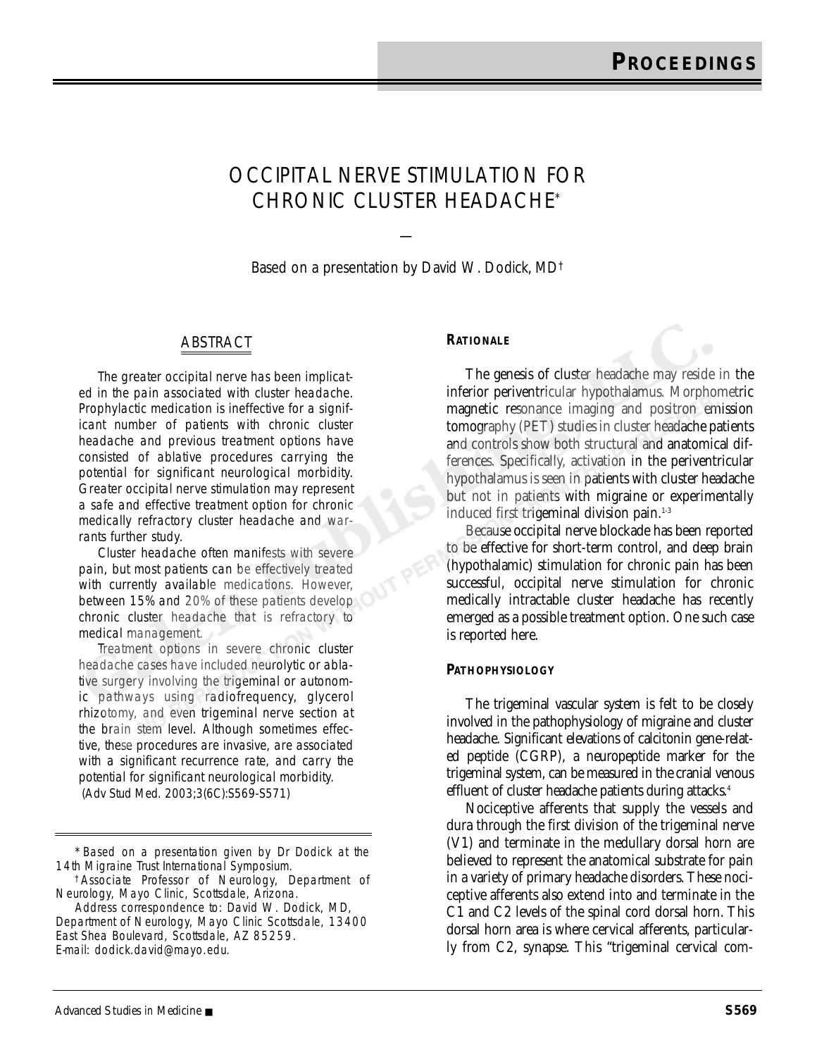# OCCIPITAL NERVE STIMULATION FOR CHRONIC CLUSTER HEADACHE*

—

Based on a presentation by David W. Dodick, MD†

## ABSTRACT

The greater occipital nerve has been implicated in the pain associated with cluster headache. Prophylactic medication is ineffective for a significant number of patients with chronic cluster headache and previous treatment options have consisted of ablative procedures carrying the potential for significant neurological morbidity. Greater occipital nerve stimulation may represent a safe and effective treatment option for chronic medically refractory cluster headache and warrants further study.

Cluster headache often manifests with severe pain, but most patients can be effectively treated with currently available medications. However, between 15% and 20% of these patients develop chronic cluster headache that is refractory to medical management.

Treatment options in severe chronic cluster headache cases have included neurolytic or ablative surgery involving the trigeminal or autonomic pathways using radiofrequency, glycerol rhizotomy, and even trigeminal nerve section at the brain stem level. Although sometimes effective, these procedures are invasive, are associated with a significant recurrence rate, and carry the potential for significant neurological morbidity.

(Adv Stud Med. 2003;3(6C):S569-S571)

*Based on a presentation given by Dr Dodick at the 14th Migraine Trust International Symposium.

†Associate Professor of Neurology, Department of Neurology, Mayo Clinic, Scottsdale, Arizona.

Address correspondence to: David W. Dodick, MD, Department of Neurology, Mayo Clinic Scottsdale, 13400 East Shea Boulevard, Scottsdale, AZ 85259. E-mail: dodick.david@mayo.edu.

## RATIONALE

The genesis of cluster headache may reside in the inferior periventricular hypothalamus. Morphometric magnetic resonance imaging and positron emission tomography (PET) studies in cluster headache patients and controls show both structural and anatomical differences. Specifically, activation in the periventricular hypothalamus is seen in patients with cluster headache but not in patients with migraine or experimentally induced first trigeminal division pain.[1-3]

Because occipital nerve blockade has been reported to be effective for short-term control, and deep brain (hypothalamic) stimulation for chronic pain has been successful, occipital nerve stimulation for chronic medically intractable cluster headache has recently emerged as a possible treatment option. One such case is reported here.

## PATHOPHYSIOLOGY

The trigeminal vascular system is felt to be closely involved in the pathophysiology of migraine and cluster headache. Significant elevations of calcitonin gene-related peptide (CGRP), a neuropeptide marker for the trigeminal system, can be measured in the cranial venous effluent of cluster headache patients during attacks.[4]

Nociceptive afferents that supply the vessels and dura through the first division of the trigeminal nerve (V1) and terminate in the medullary dorsal horn are believed to represent the anatomical substrate for pain in a variety of primary headache disorders. These nociceptive afferents also extend into and terminate in the C1 and C2 levels of the spinal cord dorsal horn. This dorsal horn area is where cervical afferents, particularly from C2, synapse. This "trigeminal cervical com-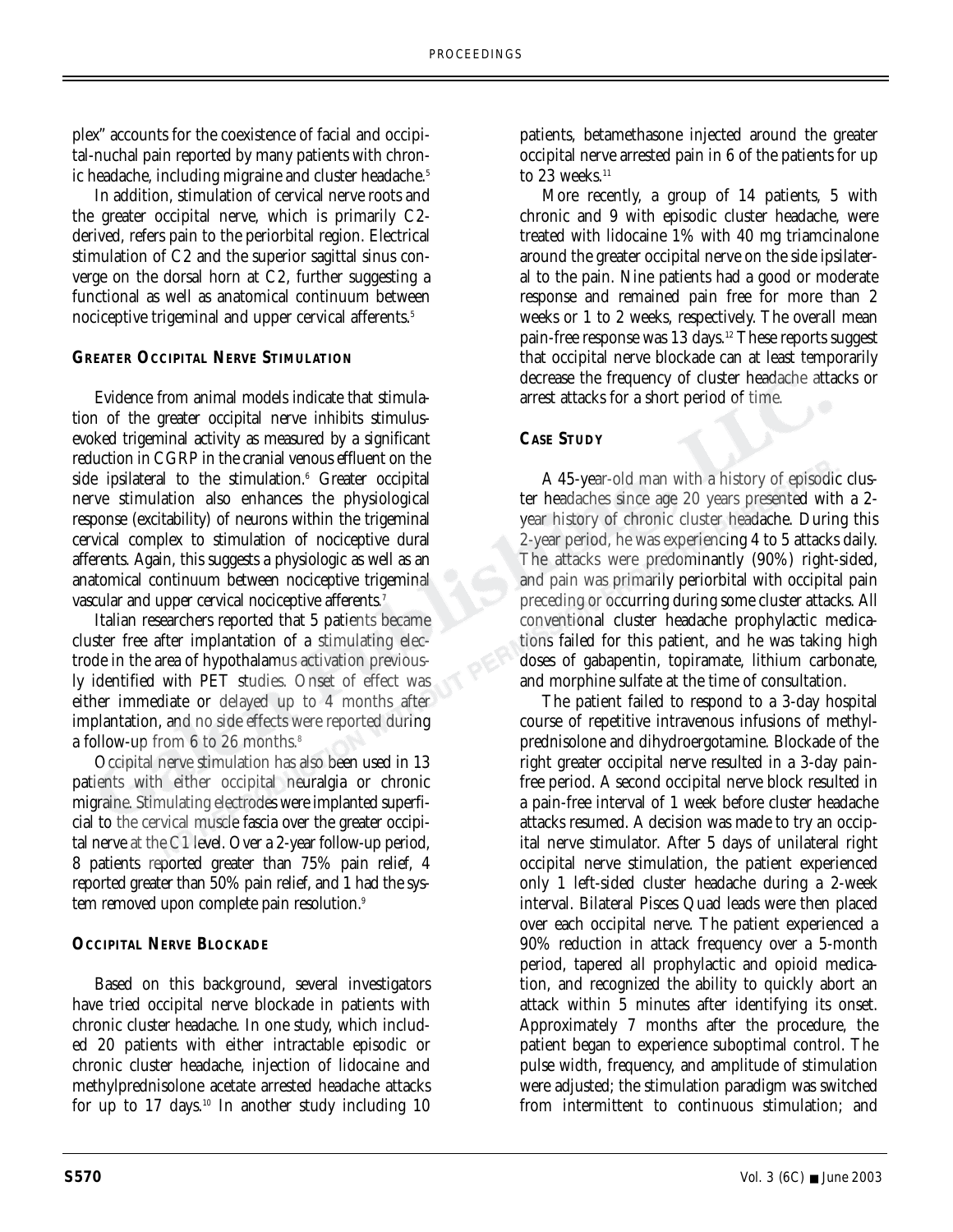plex" accounts for the coexistence of facial and occipital-nuchal pain reported by many patients with chronic headache, including migraine and cluster headache.[5]

In addition, stimulation of cervical nerve roots and the greater occipital nerve, which is primarily C2-derived, refers pain to the periorbital region. Electrical stimulation of C2 and the superior sagittal sinus converge on the dorsal horn at C2, further suggesting a functional as well as anatomical continuum between nociceptive trigeminal and upper cervical afferents.[5]

## Greater Occipital Nerve Stimulation

Evidence from animal models indicate that stimulation of the greater occipital nerve inhibits stimulus-evoked trigeminal activity as measured by a significant reduction in CGRP in the cranial venous effluent on the side ipsilateral to the stimulation.[6] Greater occipital nerve stimulation also enhances the physiological response (excitability) of neurons within the trigeminal cervical complex to stimulation of nociceptive dural afferents. Again, this suggests a physiologic as well as an anatomical continuum between nociceptive trigeminal vascular and upper cervical nociceptive afferents.[7]

Italian researchers reported that 5 patients became cluster free after implantation of a stimulating electrode in the area of hypothalamus activation previously identified with PET studies. Onset of effect was either immediate or delayed up to 4 months after implantation, and no side effects were reported during a follow-up from 6 to 26 months.[8]

Occipital nerve stimulation has also been used in 13 patients with either occipital neuralgia or chronic migraine. Stimulating electrodes were implanted superficial to the cervical muscle fascia over the greater occipital nerve at the C1 level. Over a 2-year follow-up period, 8 patients reported greater than 75% pain relief, 4 reported greater than 50% pain relief, and 1 had the system removed upon complete pain resolution.[9]

## Occipital Nerve Blockade

Based on this background, several investigators have tried occipital nerve blockade in patients with chronic cluster headache. In one study, which included 20 patients with either intractable episodic or chronic cluster headache, injection of lidocaine and methylprednisolone acetate arrested headache attacks for up to 17 days.[10] In another study including 10 patients, betamethasone injected around the greater occipital nerve arrested pain in 6 of the patients for up to 23 weeks.[11]

More recently, a group of 14 patients, 5 with chronic and 9 with episodic cluster headache, were treated with lidocaine 1% with 40 mg triamcinalone around the greater occipital nerve on the side ipsilateral to the pain. Nine patients had a good or moderate response and remained pain free for more than 2 weeks or 1 to 2 weeks, respectively. The overall mean pain-free response was 13 days.[12] These reports suggest that occipital nerve blockade can at least temporarily decrease the frequency of cluster headache attacks or arrest attacks for a short period of time.

## Case Study

A 45-year-old man with a history of episodic cluster headaches since age 20 years presented with a 2-year history of chronic cluster headache. During this 2-year period, he was experiencing 4 to 5 attacks daily. The attacks were predominantly (90%) right-sided, and pain was primarily periorbital with occipital pain preceding or occurring during some cluster attacks. All conventional cluster headache prophylactic medications failed for this patient, and he was taking high doses of gabapentin, topiramate, lithium carbonate, and morphine sulfate at the time of consultation.

The patient failed to respond to a 3-day hospital course of repetitive intravenous infusions of methylprednisolone and dihydroergotamine. Blockade of the right greater occipital nerve resulted in a 3-day pain-free period. A second occipital nerve block resulted in a pain-free interval of 1 week before cluster headache attacks resumed. A decision was made to try an occipital nerve stimulator. After 5 days of unilateral right occipital nerve stimulation, the patient experienced only 1 left-sided cluster headache during a 2-week interval. Bilateral Pisces Quad leads were then placed over each occipital nerve. The patient experienced a 90% reduction in attack frequency over a 5-month period, tapered all prophylactic and opioid medication, and recognized the ability to quickly abort an attack within 5 minutes after identifying its onset. Approximately 7 months after the procedure, the patient began to experience suboptimal control. The pulse width, frequency, and amplitude of stimulation were adjusted; the stimulation paradigm was switched from intermittent to continuous stimulation; and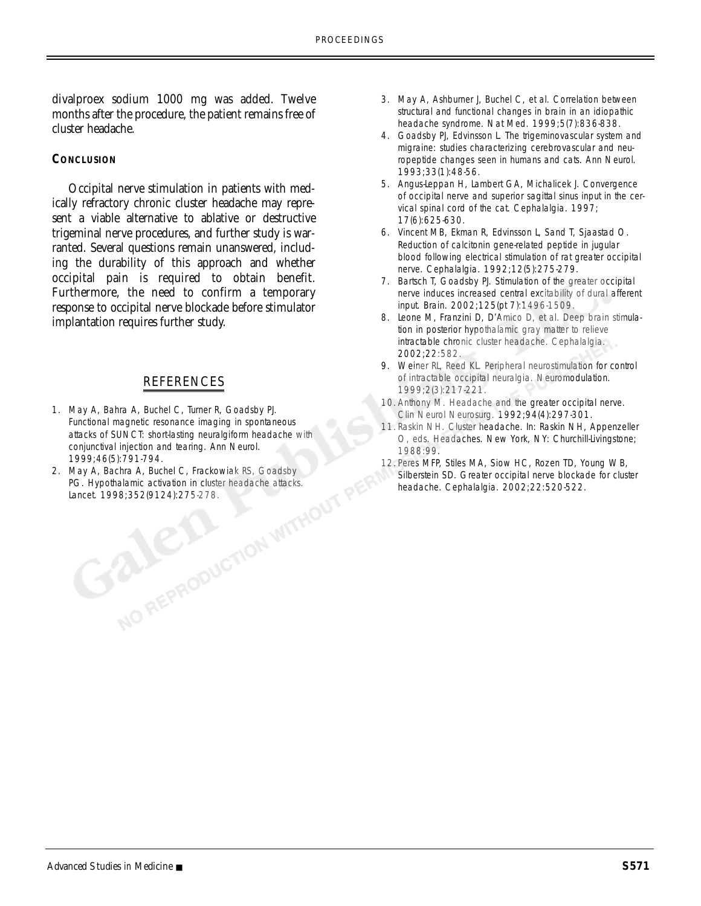divalproex sodium 1000 mg was added. Twelve months after the procedure, the patient remains free of cluster headache.

### CONCLUSION

Occipital nerve stimulation in patients with medically refractory chronic cluster headache may represent a viable alternative to ablative or destructive trigeminal nerve procedures, and further study is warranted. Several questions remain unanswered, including the durability of this approach and whether occipital pain is required to obtain benefit. Furthermore, the need to confirm a temporary response to occipital nerve blockade before stimulator implantation requires further study.

## REFERENCES

1. May A, Bahra A, Buchel C, Turner R, Goadsby PJ. Functional magnetic resonance imaging in spontaneous attacks of SUNCT: short-lasting neuralgiform headache with conjunctival injection and tearing. Ann Neurol. 1999;46(5):791-794.
2. May A, Bachra A, Buchel C, Frackowiak RS, Goadsby PG. Hypothalamic activation in cluster headache attacks. Lancet. 1998;352(9124):275-278.
3. May A, Ashburner J, Buchel C, et al. Correlation between structural and functional changes in brain in an idiopathic headache syndrome. Nat Med. 1999;5(7):836-838.
4. Goadsby PJ, Edvinsson L. The trigeminovascular system and migraine: studies characterizing cerebrovascular and neuropeptide changes seen in humans and cats. Ann Neurol. 1993;33(1):48-56.
5. Angus-Leppan H, Lambert GA, Michalicek J. Convergence of occipital nerve and superior sagittal sinus input in the cervical spinal cord of the cat. Cephalalgia. 1997; 17(6):625-630.
6. Vincent MB, Ekman R, Edvinsson L, Sand T, Sjaastad O. Reduction of calcitonin gene-related peptide in jugular blood following electrical stimulation of rat greater occipital nerve. Cephalalgia. 1992;12(5):275-279.
7. Bartsch T, Goadsby PJ. Stimulation of the greater occipital nerve induces increased central excitability of dural afferent input. Brain. 2002;125(pt 7):1496-1509.
8. Leone M, Franzini D, D'Amico D, et al. Deep brain stimulation in posterior hypothalamic gray matter to relieve intractable chronic cluster headache. Cephalalgia. 2002;22:582.
9. Weiner RL, Reed KL. Peripheral neurostimulation for control of intractable occipital neuralgia. Neuromodulation. 1999;2(3):217-221.
10. Anthony M. Headache and the greater occipital nerve. Clin Neurol Neurosurg. 1992;94(4):297-301.
11. Raskin NH. Cluster headache. In: Raskin NH, Appenzeller O, eds. Headaches. New York, NY: Churchill-Livingstone; 1988:99.
12. Peres MFP, Stiles MA, Siow HC, Rozen TD, Young WB, Silberstein SD. Greater occipital nerve blockade for cluster headache. Cephalalgia. 2002;22:520-522.